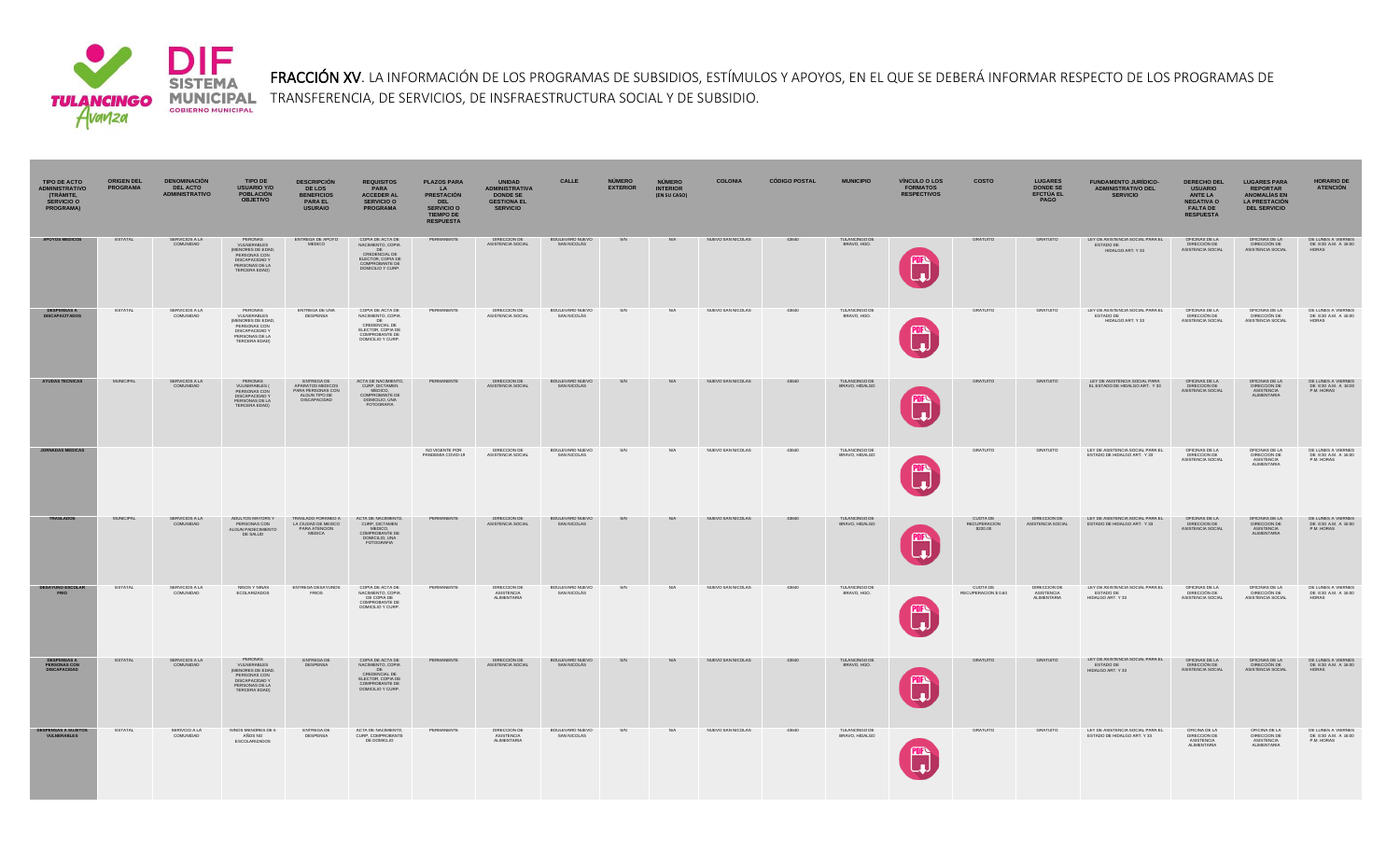**FRACCIÓN XV**. LA INFORMACIÓN DE LOS PROGRAMAS DE SUBSIDIOS, ESTÍMULOS Y APOYOS, EN EL QUE SE DEBERÁ INFORMAR RESPECTO DE LOS PROGRAMAS DE TRANSFERENCIA, DE SERVICIOS, DE INSFRAESTRUCTURA SOCIAL Y DE SUBSIDIO.

| TIPO DE ACTO ADMINISTRATIVO (TRÁMITE, SERVICIO O PROGRAMA) | ORIGEN DEL PROGRAMA | DENOMINACIÓN DEL ACTO ADMINISTRATIVO | TIPO DE USUARIO Y/O POBLACIÓN OBJETIVO | DESCRIPCIÓN DE LOS BENEFICIOS PARA EL USUARIO | REQUISITOS PARA ACCEDER AL SERVICIO O PROGRAMA | PLAZOS PARA LA PRESTACIÓN DEL SERVICIO O TIEMPO DE RESPUESTA | UNIDAD ADMINISTRATIVA DONDE SE GESTIONA EL SERVICIO | CALLE | NÚMERO EXTERIOR | NÚMERO INTERIOR (EN SU CASO) | COLONIA | CÓDIGO POSTAL | MUNICIPIO | VÍNCULO O LOS FORMATOS RESPECTIVOS | COSTO | LUGARES DONDE SE EFCTÚA EL PAGO | FUNDAMENTO JURÍDICO-ADMINISTRATIVO DEL SERVICIO | DERECHO DEL USUARIO ANTE LA NEGATIVA O FALTA DE RESPUESTA | LUGARES PARA REPORTAR ANOMALÍAS EN LA PRESTACIÓN DEL SERVICIO | HORARIO DE ATENCIÓN |
|---|---|---|---|---|---|---|---|---|---|---|---|---|---|---|---|---|---|---|---|---|
| APOYOS MEDICOS | ESTATAL | SERVICIOS A LA COMUNIDAD | PERSONAS VULNERABLES (MENORES DE EDAD, PERSONAS CON DISCAPACIDAD Y PERSONAS DE LA TERCERA EDAD) | ENTREGA DE APOYO MEDICO | COPIA DE ACTA DE NACIMIENTO, COPIA DE CREDENCIAL DE ELECTOR, COPIA DE COMPROBANTE DE DOMICILIO Y CURP. | PERMANENTE | DIRECCION DE ASISTENCIA SOCIAL | BOULEVARD NUEVO SAN NICOLÁS | S/N | N/A | NUEVO SAN NICOLAS | 43640 | TULANCINGO DE BRAVO, HGO. | PDF | GRATUITO | GRATUITO | LEY DE ASISTENCIA SOCIAL PARA EL ESTADO DE HIDALGO ART. Y 33 | OFICINAS DE LA DIRECCIÓN DE ASISTENCIA SOCIAL | OFICINAS DE LA DIRECCIÓN DE ASISTENCIA SOCIAL | DE LUNES A VIERNES DE 8:30 A.M. A 16:00 HORAS |
| DESPENSAS A DISCAPACITADOS | ESTATAL | SERVICIOS A LA COMUNIDAD | PERSONAS VULNERABLES (MENORES DE EDAD, PERSONAS CON DISCAPACIDAD Y PERSONAS DE LA TERCERA EDAD) | ENTREGA DE UNA DESPENSA | COPIA DE ACTA DE NACIMIENTO, COPIA DE CREDENCIAL DE ELECTOR, COPIA DE COMPROBANTE DE DOMICILIO Y CURP. | PERMANENTE | DIRECCION DE ASISTENCIA SOCIAL | BOULEVARD NUEVO SAN NICOLÁS | S/N | N/A | NUEVO SAN NICOLAS | 43640 | TULANCINGO DE BRAVO, HGO. | PDF | GRATUITO | GRATUITO | LEY DE ASISTENCIA SOCIAL PARA EL ESTADO DE HIDALGO ART. Y 33 | OFICINAS DE LA DIRECCIÓN DE ASISTENCIA SOCIAL | OFICINAS DE LA DIRECCIÓN DE ASISTENCIA SOCIAL | DE LUNES A VIERNES DE 8:30 A.M. A 16:00 HORAS |
| AYUDAS TECNICAS | MUNICIPAL | SERVICIOS A LA COMUNIDAD | PERSONAS VULNERABLES ( PERSONAS CON DISCAPACIDAD Y PERSONAS DE LA TERCERA EDAD) | ENTREGA DE APARATOS MEDICOS PARA PERSONAS CON ALGUN TIPO DE DISCAPACIDAD | ACTA DE NACIMIENTO, CURP, DICTAMEN MEDICO, COMPROBANTE DE DOMICILIO, UNA FOTOGRAFIA | PERMANENTE | DIRECCION DE ASISTENCIA SOCIAL | BOULEVARD NUEVO SAN NICOLAS | S/N | N/A | NUEVO SAN NICOLAS | 43640 | TULANCINGO DE BRAVO, HIDALGO | PDF | GRATUITO | GRATUITO | LEY DE ASISTENCIA SOCIAL PARA EL ESTADO DE HIDALGO ART. Y 33 | OFICINAS DE LA DIRECCION DE ASISTENCIA SOCIAL | OFICINAS DE LA DIRECCION DE ASISTENCIA ALIMENTARIA | DE LUNES A VIERNES DE 8:30 A.M. A 16:00 P.M. HORAS |
| JORNADAS MEDICAS | | | | | | NO VIGENTE POR PANDEMIA COVID-19 | DIRECCION DE ASISTENCIA SOCIAL | BOULEVARD NUEVO SAN NICOLAS | S/N | N/A | NUEVO SAN NICOLAS | 43640 | TULANCINGO DE BRAVO, HIDALGO | PDF | GRATUITO | GRATUITO | LEY DE ASISTENCIA SOCIAL PARA EL ESTADO DE HIDALGO ART. Y 33 | OFICINAS DE LA DIRECCION DE ASISTENCIA SOCIAL | OFICINAS DE LA DIRECCION DE ASISTENCIA ALIMENTARIA | DE LUNES A VIERNES DE 8:30 A.M. A 16:00 P.M. HORAS |
| TRASLADOS | MUNICIPAL | SERVICIOS A LA COMUNIDAD | ADULTOS MAYORES Y PERSONAS CON ALGUN PADECIMIENTO DE SALUD | TRASLADO FORANEO A LA CIUDAD DE MEXICO PARA ATENCION MEDICA | ACTA DE NACIMIENTO, CURP, DICTAMEN MEDICO, COMPROBANTE DE DOMICILIO, UNA FOTOGRAFIA | PERMANENTE | DIRECCION DE ASISTENCIA SOCIAL | BOULEVARD NUEVO SAN NICOLAS | S/N | N/A | NUEVO SAN NICOLAS | 43640 | TULANCINGO DE BRAVO, HIDALGO | PDF | CUOTA DE RECUPERACION $220.00 | DIRECCION DE ASISTENCIA SOCIAL | LEY DE ASISTENCIA SOCIAL PARA EL ESTADO DE HIDALGO ART. Y 33 | OFICINAS DE LA DIRECCION DE ASISTENCIA SOCIAL | OFICINAS DE LA DIRECCION DE ASISTENCIA ALIMENTARIA | DE LUNES A VIERNES DE 8:30 A.M. A 16:00 P.M. HORAS |
| DESAYUNO ESCOLAR FRIO | ESTATAL | SERVICIOS A LA COMUNIDAD | NIÑOS Y NIÑAS ESCOLARIZADOS | ENTREGA DESAYUNOS FRIOS | COPIA DE ACTA DE NACIMIENTO, COPIA DE COPIA DE COMPROBANTE DE DOMICILIO Y CURP. | PERMANENTE | DIRECCION DE ASISTENCIA ALIMENTARIA | BOULEVARD NUEVO SAN NICOLÁS | S/N | N/A | NUEVO SAN NICOLAS | 43640 | TULANCINGO DE BRAVO, HGO. | PDF | CUOTA DE RECUPERACION $ 0.60 | DIRECCION DE ASISTENCIA ALIMENTARIA | LEY DE ASISTENCIA SOCIAL PARA EL ESTADO DE HIDALGO ART. Y 33 | OFICINAS DE LA DIRECCIÓN DE ASISTENCIA SOCIAL | OFICINAS DE LA DIRECCIÓN DE ASISTENCIA SOCIAL | DE LUNES A VIERNES DE 8:30 A.M. A 16:00 HORAS |
| DESPENSAS A PERSONAS CON DISCAPACIDAD | ESTATAL | SERVICIOS A LA COMUNIDAD | PERSONAS VULNERABLES (MENORES DE EDAD, PERSONAS CON DISCAPACIDAD Y PERSONAS DE LA TERCERA EDAD) | ENTREGA DE DESPENSA | COPIA DE ACTA DE NACIMIENTO, COPIA DE CREDENCIAL DE ELECTOR, COPIA DE COMPROBANTE DE DOMICILIO Y CURP. | PERMANENTE | DIRECCION DE ASISTENCIA SOCIAL | BOULEVARD NUEVO SAN NICOLÁS | S/N | N/A | NUEVO SAN NICOLAS | 43640 | TULANCINGO DE BRAVO, HGO. | PDF | GRATUITO | GRATUITO | LEY DE ASISTENCIA SOCIAL PARA EL ESTADO DE HIDALGO ART. Y 33 | OFICINAS DE LA DIRECCIÓN DE ASISTENCIA SOCIAL | OFICINAS DE LA DIRECCIÓN DE ASISTENCIA SOCIAL | DE LUNES A VIERNES DE 8:30 A.M. A 16:00 HORAS |
| DESPENSAS A SUJETOS VULNERABLES | ESTATAL | SERVICIO A LA COMUNIDAD | NIÑOS MENORES DE 5 AÑOS NO ESCOLARIZADOS | ENTREGA DE DESPENSA | ACTA DE NACIMIENTO, CURP, COMPROBANTE DE DOMICILIO | PERMANENTE | DIRECCION DE ASISTENCIA ALIMENTARIA | BOULEVARD NUEVO SAN NICOLAS | S/N | N/A | NUEVO SAN NICOLAS | 43640 | TULANCINGO DE BRAVO, HIDALGO | PDF | GRATUITO | GRATUITO | LEY DE ASISTENCIA SOCIAL PARA EL ESTADO DE HIDALGO ART. Y 33 | OFICINA DE LA DIRECCION DE ASISTENCIA ALIMENTARIA | OFICINA DE LA DIRECCION DE ASISTENCIA ALIMENTARIA | DE LUNES A VIERNES DE 8:30 A.M. A 16:00 P.M. HORAS |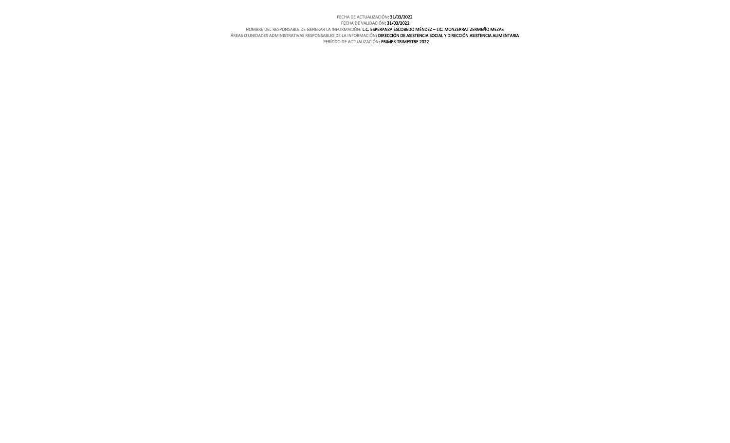FECHA DE ACTUALIZACIÓN: 31/03/2022

FECHA DE VALIDACIÓN: 31/03/2022

NOMBRE DEL RESPONSABLE DE GENERAR LA INFORMACIÓN: L.C. ESPERANZA ESCOBEDO MÉNDEZ – LIC. MONZERRAT ZERMEÑO MEZAS

ÁREAS O UNIDADES ADMINISTRATIVAS RESPONSABLES DE LA INFORMACIÓN: DIRECCIÓN DE ASISTENCIA SOCIAL Y DIRECCIÓN ASISTENCIA ALIMENTARIA

PERÍODO DE ACTUALIZACIÓN: PRIMER TRIMESTRE 2022